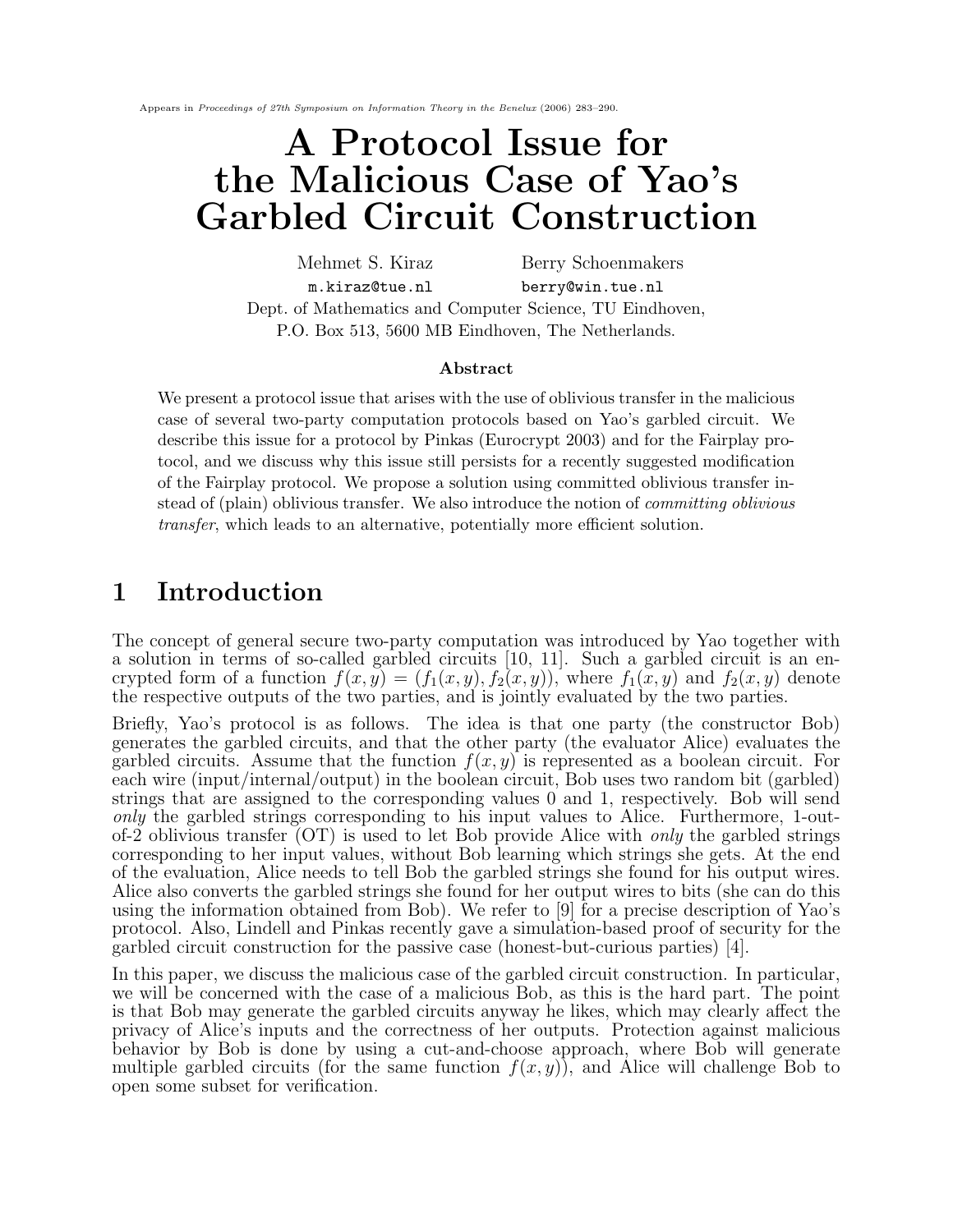Appears in *Proceedings of 27th Symposium on Information Theory in the Benelux* (2006) 283–290.

# A Protocol Issue for the Malicious Case of Yao's Garbled Circuit Construction

Mehmet S. Kiraz — `m.kiraz@tue.nl`

Berry Schoenmakers — `berry@win.tue.nl`

Dept. of Mathematics and Computer Science, TU Eindhoven,
P.O. Box 513, 5600 MB Eindhoven, The Netherlands.

### Abstract

We present a protocol issue that arises with the use of oblivious transfer in the malicious case of several two-party computation protocols based on Yao's garbled circuit. We describe this issue for a protocol by Pinkas (Eurocrypt 2003) and for the Fairplay protocol, and we discuss why this issue still persists for a recently suggested modification of the Fairplay protocol. We propose a solution using committed oblivious transfer instead of (plain) oblivious transfer. We also introduce the notion of *committing oblivious transfer*, which leads to an alternative, potentially more efficient solution.

## 1 Introduction

The concept of general secure two-party computation was introduced by Yao together with a solution in terms of so-called garbled circuits [10, 11]. Such a garbled circuit is an encrypted form of a function $f(x, y) = (f_1(x, y), f_2(x, y))$, where $f_1(x, y)$ and $f_2(x, y)$ denote the respective outputs of the two parties, and is jointly evaluated by the two parties.

Briefly, Yao's protocol is as follows. The idea is that one party (the constructor Bob) generates the garbled circuits, and that the other party (the evaluator Alice) evaluates the garbled circuits. Assume that the function $f(x, y)$ is represented as a boolean circuit. For each wire (input/internal/output) in the boolean circuit, Bob uses two random bit (garbled) strings that are assigned to the corresponding values 0 and 1, respectively. Bob will send *only* the garbled strings corresponding to his input values to Alice. Furthermore, 1-out-of-2 oblivious transfer (OT) is used to let Bob provide Alice with *only* the garbled strings corresponding to her input values, without Bob learning which strings she gets. At the end of the evaluation, Alice needs to tell Bob the garbled strings she found for his output wires. Alice also converts the garbled strings she found for her output wires to bits (she can do this using the information obtained from Bob). We refer to [9] for a precise description of Yao's protocol. Also, Lindell and Pinkas recently gave a simulation-based proof of security for the garbled circuit construction for the passive case (honest-but-curious parties) [4].

In this paper, we discuss the malicious case of the garbled circuit construction. In particular, we will be concerned with the case of a malicious Bob, as this is the hard part. The point is that Bob may generate the garbled circuits anyway he likes, which may clearly affect the privacy of Alice's inputs and the correctness of her outputs. Protection against malicious behavior by Bob is done by using a cut-and-choose approach, where Bob will generate multiple garbled circuits (for the same function $f(x, y)$), and Alice will challenge Bob to open some subset for verification.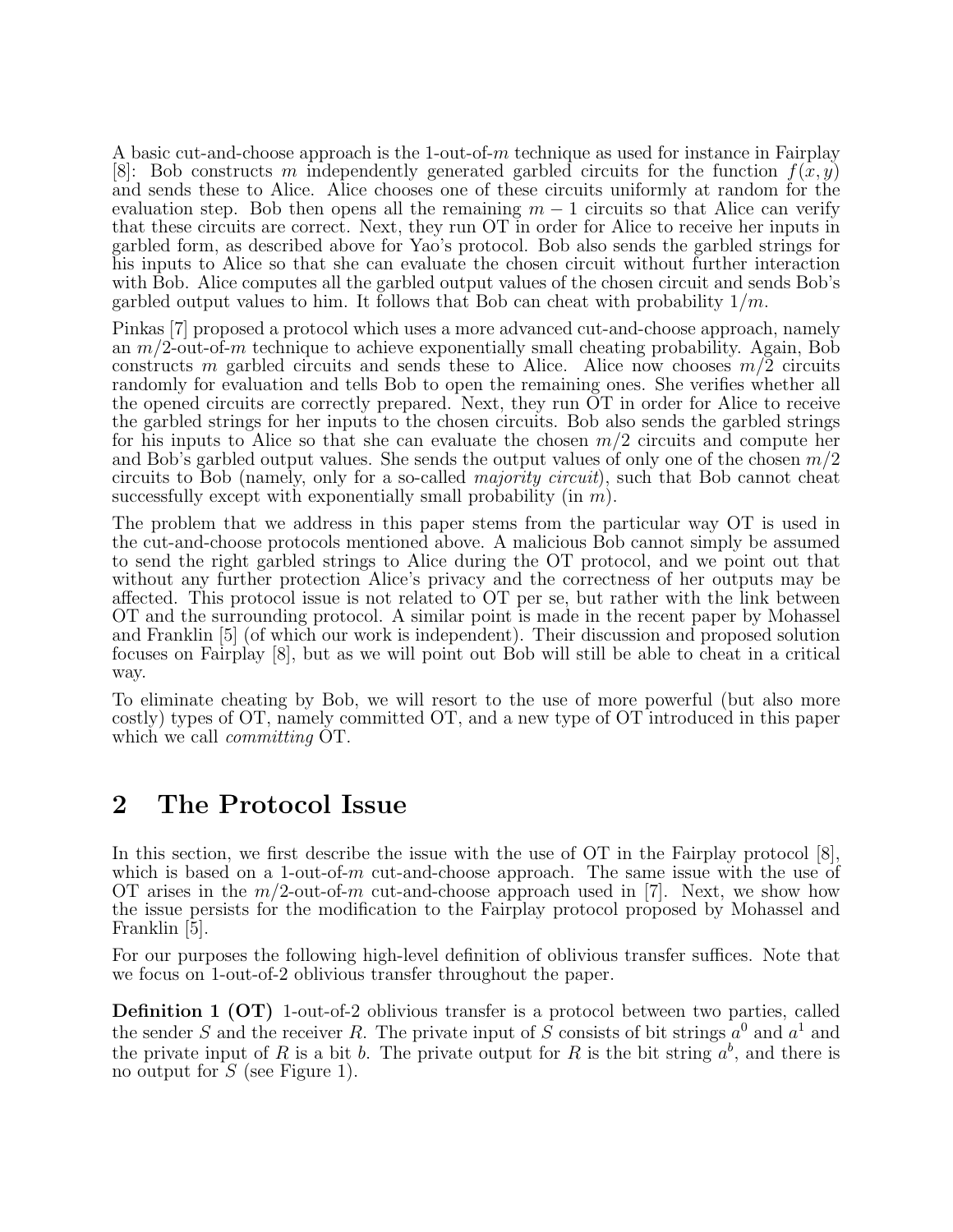A basic cut-and-choose approach is the 1-out-of-$m$ technique as used for instance in Fairplay [8]: Bob constructs $m$ independently generated garbled circuits for the function $f(x, y)$ and sends these to Alice. Alice chooses one of these circuits uniformly at random for the evaluation step. Bob then opens all the remaining $m - 1$ circuits so that Alice can verify that these circuits are correct. Next, they run OT in order for Alice to receive her inputs in garbled form, as described above for Yao's protocol. Bob also sends the garbled strings for his inputs to Alice so that she can evaluate the chosen circuit without further interaction with Bob. Alice computes all the garbled output values of the chosen circuit and sends Bob's garbled output values to him. It follows that Bob can cheat with probability $1/m$.

Pinkas [7] proposed a protocol which uses a more advanced cut-and-choose approach, namely an $m/2$-out-of-$m$ technique to achieve exponentially small cheating probability. Again, Bob constructs $m$ garbled circuits and sends these to Alice. Alice now chooses $m/2$ circuits randomly for evaluation and tells Bob to open the remaining ones. She verifies whether all the opened circuits are correctly prepared. Next, they run OT in order for Alice to receive the garbled strings for her inputs to the chosen circuits. Bob also sends the garbled strings for his inputs to Alice so that she can evaluate the chosen $m/2$ circuits and compute her and Bob's garbled output values. She sends the output values of only one of the chosen $m/2$ circuits to Bob (namely, only for a so-called *majority circuit*), such that Bob cannot cheat successfully except with exponentially small probability (in $m$).

The problem that we address in this paper stems from the particular way OT is used in the cut-and-choose protocols mentioned above. A malicious Bob cannot simply be assumed to send the right garbled strings to Alice during the OT protocol, and we point out that without any further protection Alice's privacy and the correctness of her outputs may be affected. This protocol issue is not related to OT per se, but rather with the link between OT and the surrounding protocol. A similar point is made in the recent paper by Mohassel and Franklin [5] (of which our work is independent). Their discussion and proposed solution focuses on Fairplay [8], but as we will point out Bob will still be able to cheat in a critical way.

To eliminate cheating by Bob, we will resort to the use of more powerful (but also more costly) types of OT, namely committed OT, and a new type of OT introduced in this paper which we call *committing* OT.

## 2 The Protocol Issue

In this section, we first describe the issue with the use of OT in the Fairplay protocol [8], which is based on a 1-out-of-$m$ cut-and-choose approach. The same issue with the use of OT arises in the $m/2$-out-of-$m$ cut-and-choose approach used in [7]. Next, we show how the issue persists for the modification to the Fairplay protocol proposed by Mohassel and Franklin [5].

For our purposes the following high-level definition of oblivious transfer suffices. Note that we focus on 1-out-of-2 oblivious transfer throughout the paper.

**Definition 1 (OT)** 1-out-of-2 oblivious transfer is a protocol between two parties, called the sender $S$ and the receiver $R$. The private input of $S$ consists of bit strings $a^0$ and $a^1$ and the private input of $R$ is a bit $b$. The private output for $R$ is the bit string $a^b$, and there is no output for $S$ (see Figure 1).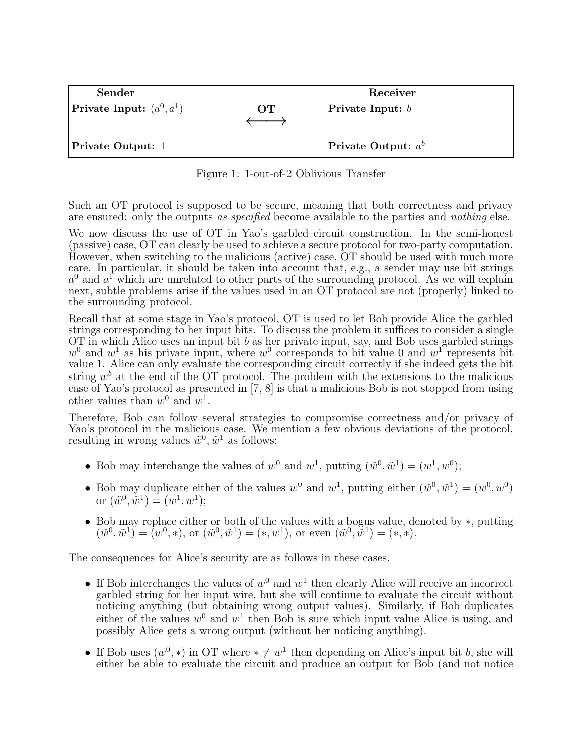| **Sender** | | **Receiver** |
|---|---|---|
| **Private Input:** $(a^0, a^1)$ | **OT** $\longleftrightarrow$ | **Private Input:** $b$ |
| **Private Output:** $\perp$ | | **Private Output:** $a^b$ |

Figure 1: 1-out-of-2 Oblivious Transfer

Such an OT protocol is supposed to be secure, meaning that both correctness and privacy are ensured: only the outputs *as specified* become available to the parties and *nothing* else.

We now discuss the use of OT in Yao's garbled circuit construction. In the semi-honest (passive) case, OT can clearly be used to achieve a secure protocol for two-party computation. However, when switching to the malicious (active) case, OT should be used with much more care. In particular, it should be taken into account that, e.g., a sender may use bit strings $a^0$ and $a^1$ which are unrelated to other parts of the surrounding protocol. As we will explain next, subtle problems arise if the values used in an OT protocol are not (properly) linked to the surrounding protocol.

Recall that at some stage in Yao's protocol, OT is used to let Bob provide Alice the garbled strings corresponding to her input bits. To discuss the problem it suffices to consider a single OT in which Alice uses an input bit $b$ as her private input, say, and Bob uses garbled strings $w^0$ and $w^1$ as his private input, where $w^0$ corresponds to bit value 0 and $w^1$ represents bit value 1. Alice can only evaluate the corresponding circuit correctly if she indeed gets the bit string $w^b$ at the end of the OT protocol. The problem with the extensions to the malicious case of Yao's protocol as presented in [7, 8] is that a malicious Bob is not stopped from using other values than $w^0$ and $w^1$.

Therefore, Bob can follow several strategies to compromise correctness and/or privacy of Yao's protocol in the malicious case. We mention a few obvious deviations of the protocol, resulting in wrong values $\tilde{w}^0, \tilde{w}^1$ as follows:

- Bob may interchange the values of $w^0$ and $w^1$, putting $(\tilde{w}^0, \tilde{w}^1) = (w^1, w^0)$;
- Bob may duplicate either of the values $w^0$ and $w^1$, putting either $(\tilde{w}^0, \tilde{w}^1) = (w^0, w^0)$ or $(\tilde{w}^0, \tilde{w}^1) = (w^1, w^1)$;
- Bob may replace either or both of the values with a bogus value, denoted by $*$, putting $(\tilde{w}^0, \tilde{w}^1) = (w^0, *)$, or $(\tilde{w}^0, \tilde{w}^1) = (*, w^1)$, or even $(\tilde{w}^0, \tilde{w}^1) = (*, *)$.

The consequences for Alice's security are as follows in these cases.

- If Bob interchanges the values of $w^0$ and $w^1$ then clearly Alice will receive an incorrect garbled string for her input wire, but she will continue to evaluate the circuit without noticing anything (but obtaining wrong output values). Similarly, if Bob duplicates either of the values $w^0$ and $w^1$ then Bob is sure which input value Alice is using, and possibly Alice gets a wrong output (without her noticing anything).
- If Bob uses $(w^0, *)$ in OT where $* \neq w^1$ then depending on Alice's input bit $b$, she will either be able to evaluate the circuit and produce an output for Bob (and not notice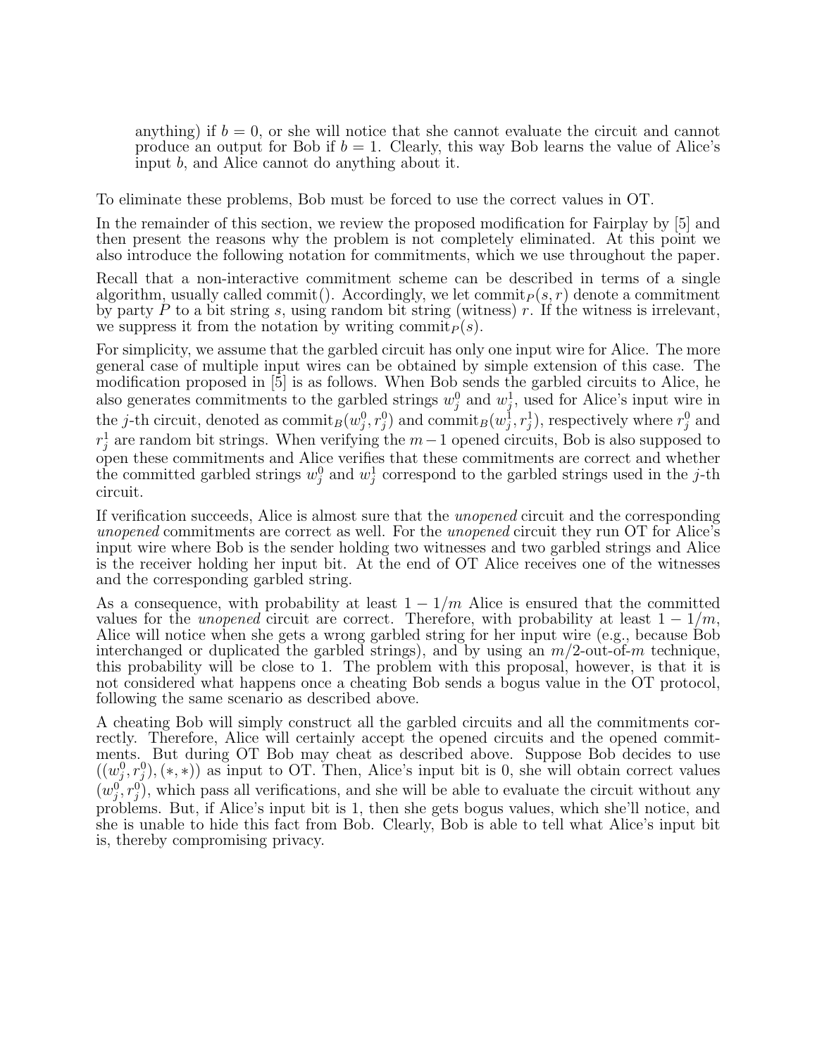anything) if $b = 0$, or she will notice that she cannot evaluate the circuit and cannot produce an output for Bob if $b = 1$. Clearly, this way Bob learns the value of Alice's input $b$, and Alice cannot do anything about it.

To eliminate these problems, Bob must be forced to use the correct values in OT.

In the remainder of this section, we review the proposed modification for Fairplay by [5] and then present the reasons why the problem is not completely eliminated. At this point we also introduce the following notation for commitments, which we use throughout the paper.

Recall that a non-interactive commitment scheme can be described in terms of a single algorithm, usually called commit(). Accordingly, we let $\text{commit}_P(s, r)$ denote a commitment by party $P$ to a bit string $s$, using random bit string (witness) $r$. If the witness is irrelevant, we suppress it from the notation by writing $\text{commit}_P(s)$.

For simplicity, we assume that the garbled circuit has only one input wire for Alice. The more general case of multiple input wires can be obtained by simple extension of this case. The modification proposed in [5] is as follows. When Bob sends the garbled circuits to Alice, he also generates commitments to the garbled strings $w_j^0$ and $w_j^1$, used for Alice's input wire in the $j$-th circuit, denoted as $\text{commit}_B(w_j^0, r_j^0)$ and $\text{commit}_B(w_j^1, r_j^1)$, respectively where $r_j^0$ and $r_j^1$ are random bit strings. When verifying the $m-1$ opened circuits, Bob is also supposed to open these commitments and Alice verifies that these commitments are correct and whether the committed garbled strings $w_j^0$ and $w_j^1$ correspond to the garbled strings used in the $j$-th circuit.

If verification succeeds, Alice is almost sure that the *unopened* circuit and the corresponding *unopened* commitments are correct as well. For the *unopened* circuit they run OT for Alice's input wire where Bob is the sender holding two witnesses and two garbled strings and Alice is the receiver holding her input bit. At the end of OT Alice receives one of the witnesses and the corresponding garbled string.

As a consequence, with probability at least $1 - 1/m$ Alice is ensured that the committed values for the *unopened* circuit are correct. Therefore, with probability at least $1 - 1/m$, Alice will notice when she gets a wrong garbled string for her input wire (e.g., because Bob interchanged or duplicated the garbled strings), and by using an $m/2$-out-of-$m$ technique, this probability will be close to 1. The problem with this proposal, however, is that it is not considered what happens once a cheating Bob sends a bogus value in the OT protocol, following the same scenario as described above.

A cheating Bob will simply construct all the garbled circuits and all the commitments correctly. Therefore, Alice will certainly accept the opened circuits and the opened commitments. But during OT Bob may cheat as described above. Suppose Bob decides to use $((w_j^0, r_j^0), (*, *))$ as input to OT. Then, Alice's input bit is 0, she will obtain correct values $(w_j^0, r_j^0)$, which pass all verifications, and she will be able to evaluate the circuit without any problems. But, if Alice's input bit is 1, then she gets bogus values, which she'll notice, and she is unable to hide this fact from Bob. Clearly, Bob is able to tell what Alice's input bit is, thereby compromising privacy.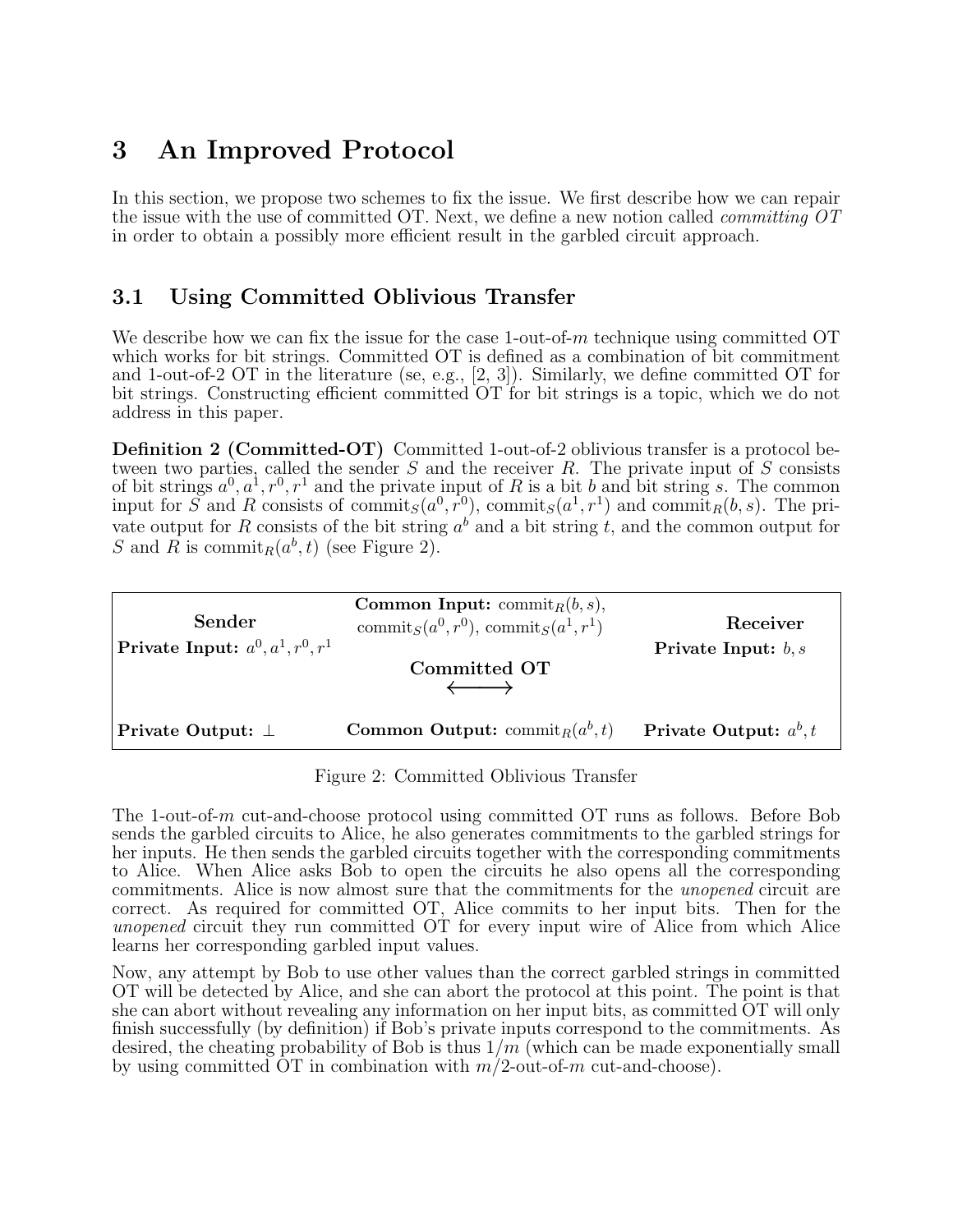# 3 An Improved Protocol

In this section, we propose two schemes to fix the issue. We first describe how we can repair the issue with the use of committed OT. Next, we define a new notion called *committing OT* in order to obtain a possibly more efficient result in the garbled circuit approach.

## 3.1 Using Committed Oblivious Transfer

We describe how we can fix the issue for the case 1-out-of-$m$ technique using committed OT which works for bit strings. Committed OT is defined as a combination of bit commitment and 1-out-of-2 OT in the literature (se, e.g., [2, 3]). Similarly, we define committed OT for bit strings. Constructing efficient committed OT for bit strings is a topic, which we do not address in this paper.

**Definition 2 (Committed-OT)** Committed 1-out-of-2 oblivious transfer is a protocol between two parties, called the sender $S$ and the receiver $R$. The private input of $S$ consists of bit strings $a^0, a^1, r^0, r^1$ and the private input of $R$ is a bit $b$ and bit string $s$. The common input for $S$ and $R$ consists of $\text{commit}_S(a^0, r^0)$, $\text{commit}_S(a^1, r^1)$ and $\text{commit}_R(b, s)$. The private output for $R$ consists of the bit string $a^b$ and a bit string $t$, and the common output for $S$ and $R$ is $\text{commit}_R(a^b, t)$ (see Figure 2).

| **Sender** | **Common Input:** $\text{commit}_R(b, s)$, $\text{commit}_S(a^0, r^0)$, $\text{commit}_S(a^1, r^1)$ | **Receiver** |
|---|---|---|
| **Private Input:** $a^0, a^1, r^0, r^1$ | **Committed OT** $\longleftrightarrow$ | **Private Input:** $b, s$ |
| **Private Output:** $\perp$ | **Common Output:** $\text{commit}_R(a^b, t)$ | **Private Output:** $a^b, t$ |

Figure 2: Committed Oblivious Transfer

The 1-out-of-$m$ cut-and-choose protocol using committed OT runs as follows. Before Bob sends the garbled circuits to Alice, he also generates commitments to the garbled strings for her inputs. He then sends the garbled circuits together with the corresponding commitments to Alice. When Alice asks Bob to open the circuits he also opens all the corresponding commitments. Alice is now almost sure that the commitments for the *unopened* circuit are correct. As required for committed OT, Alice commits to her input bits. Then for the *unopened* circuit they run committed OT for every input wire of Alice from which Alice learns her corresponding garbled input values.

Now, any attempt by Bob to use other values than the correct garbled strings in committed OT will be detected by Alice, and she can abort the protocol at this point. The point is that she can abort without revealing any information on her input bits, as committed OT will only finish successfully (by definition) if Bob's private inputs correspond to the commitments. As desired, the cheating probability of Bob is thus $1/m$ (which can be made exponentially small by using committed OT in combination with $m/2$-out-of-$m$ cut-and-choose).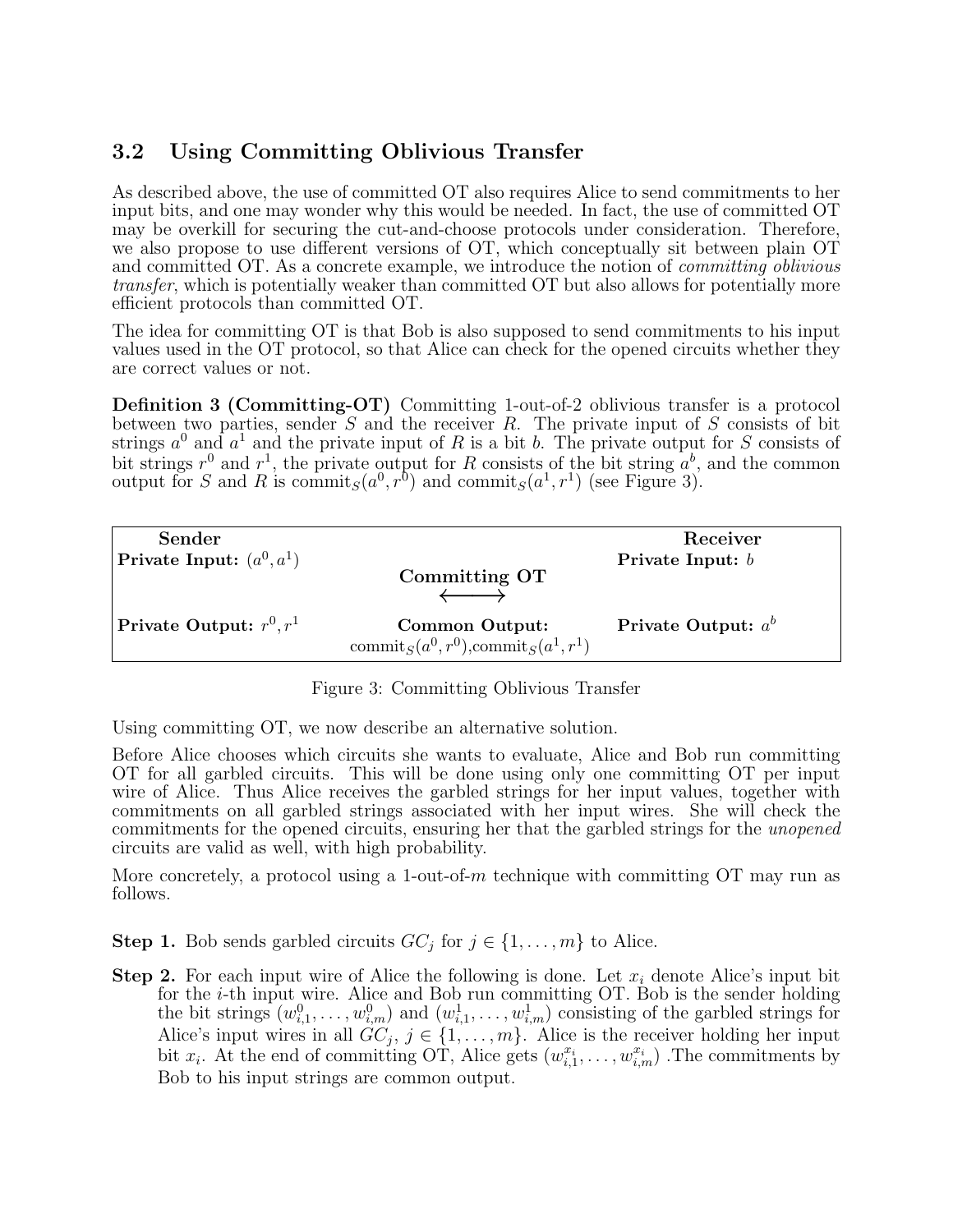## 3.2 Using Committing Oblivious Transfer

As described above, the use of committed OT also requires Alice to send commitments to her input bits, and one may wonder why this would be needed. In fact, the use of committed OT may be overkill for securing the cut-and-choose protocols under consideration. Therefore, we also propose to use different versions of OT, which conceptually sit between plain OT and committed OT. As a concrete example, we introduce the notion of *committing oblivious transfer*, which is potentially weaker than committed OT but also allows for potentially more efficient protocols than committed OT.

The idea for committing OT is that Bob is also supposed to send commitments to his input values used in the OT protocol, so that Alice can check for the opened circuits whether they are correct values or not.

**Definition 3 (Committing-OT)** Committing 1-out-of-2 oblivious transfer is a protocol between two parties, sender $S$ and the receiver $R$. The private input of $S$ consists of bit strings $a^0$ and $a^1$ and the private input of $R$ is a bit $b$. The private output for $S$ consists of bit strings $r^0$ and $r^1$, the private output for $R$ consists of the bit string $a^b$, and the common output for $S$ and $R$ is $\text{commit}_S(a^0, r^0)$ and $\text{commit}_S(a^1, r^1)$ (see Figure 3).

| **Sender** | | **Receiver** |
|---|---|---|
| **Private Input:** $(a^0, a^1)$ | **Committing OT** $\longleftrightarrow$ | **Private Input:** $b$ |
| **Private Output:** $r^0, r^1$ | **Common Output:** $\text{commit}_S(a^0, r^0)$, $\text{commit}_S(a^1, r^1)$ | **Private Output:** $a^b$ |

Figure 3: Committing Oblivious Transfer

Using committing OT, we now describe an alternative solution.

Before Alice chooses which circuits she wants to evaluate, Alice and Bob run committing OT for all garbled circuits. This will be done using only one committing OT per input wire of Alice. Thus Alice receives the garbled strings for her input values, together with commitments on all garbled strings associated with her input wires. She will check the commitments for the opened circuits, ensuring her that the garbled strings for the *unopened* circuits are valid as well, with high probability.

More concretely, a protocol using a 1-out-of-$m$ technique with committing OT may run as follows.

**Step 1.** Bob sends garbled circuits $GC_j$ for $j \in \{1, \ldots, m\}$ to Alice.

**Step 2.** For each input wire of Alice the following is done. Let $x_i$ denote Alice's input bit for the $i$-th input wire. Alice and Bob run committing OT. Bob is the sender holding the bit strings $(w^0_{i,1}, \ldots, w^0_{i,m})$ and $(w^1_{i,1}, \ldots, w^1_{i,m})$ consisting of the garbled strings for Alice's input wires in all $GC_j$, $j \in \{1, \ldots, m\}$. Alice is the receiver holding her input bit $x_i$. At the end of committing OT, Alice gets $(w^{x_i}_{i,1}, \ldots, w^{x_i}_{i,m})$ .The commitments by Bob to his input strings are common output.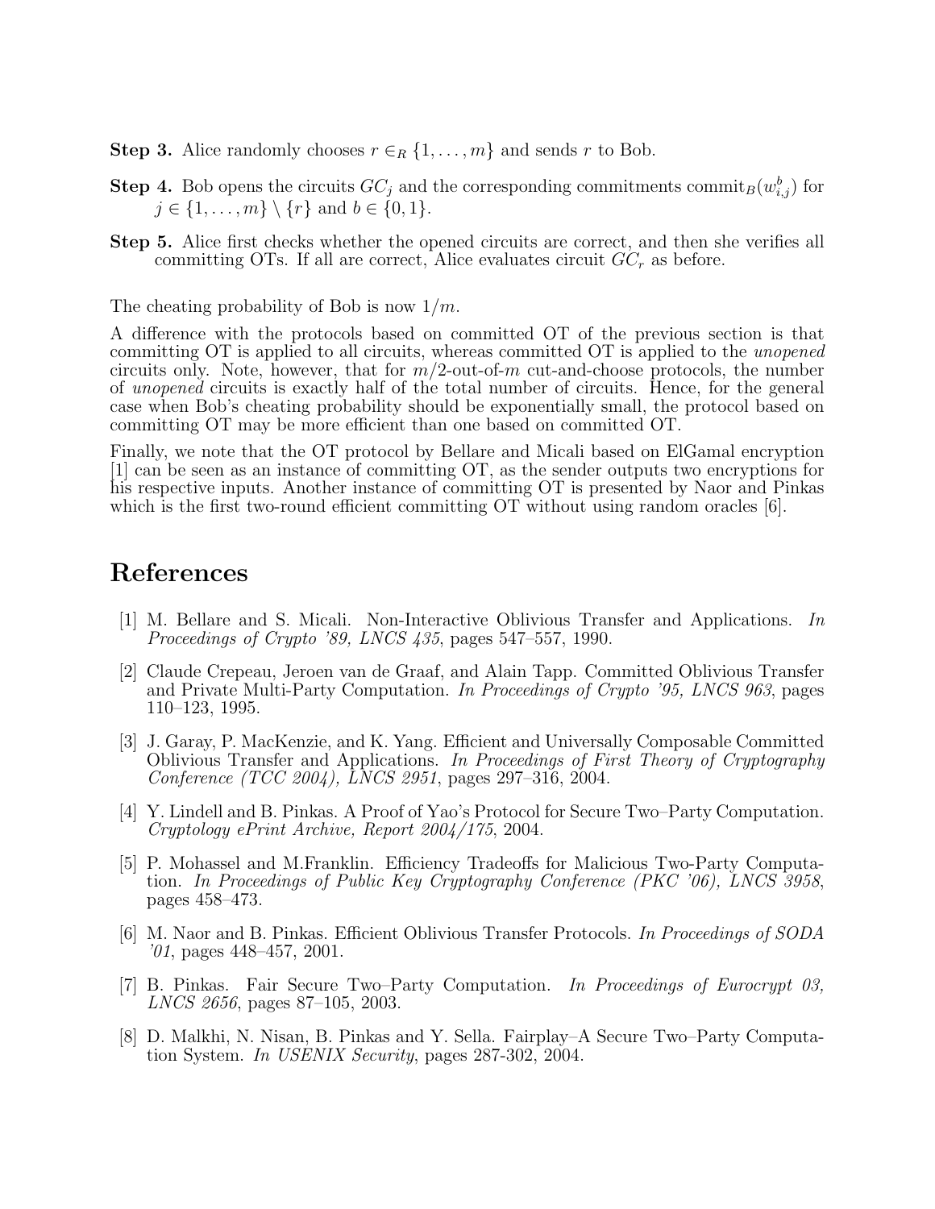**Step 3.** Alice randomly chooses $r \in_R \{1, \ldots, m\}$ and sends $r$ to Bob.

**Step 4.** Bob opens the circuits $GC_j$ and the corresponding commitments $\text{commit}_B(w_{i,j}^b)$ for $j \in \{1, \ldots, m\} \setminus \{r\}$ and $b \in \{0, 1\}$.

**Step 5.** Alice first checks whether the opened circuits are correct, and then she verifies all committing OTs. If all are correct, Alice evaluates circuit $GC_r$ as before.

The cheating probability of Bob is now $1/m$.

A difference with the protocols based on committed OT of the previous section is that committing OT is applied to all circuits, whereas committed OT is applied to the *unopened* circuits only. Note, however, that for $m/2$-out-of-$m$ cut-and-choose protocols, the number of *unopened* circuits is exactly half of the total number of circuits. Hence, for the general case when Bob's cheating probability should be exponentially small, the protocol based on committing OT may be more efficient than one based on committed OT.

Finally, we note that the OT protocol by Bellare and Micali based on ElGamal encryption [1] can be seen as an instance of committing OT, as the sender outputs two encryptions for his respective inputs. Another instance of committing OT is presented by Naor and Pinkas which is the first two-round efficient committing OT without using random oracles [6].

# References

[1] M. Bellare and S. Micali. Non-Interactive Oblivious Transfer and Applications. *In Proceedings of Crypto '89, LNCS 435*, pages 547–557, 1990.

[2] Claude Crepeau, Jeroen van de Graaf, and Alain Tapp. Committed Oblivious Transfer and Private Multi-Party Computation. *In Proceedings of Crypto '95, LNCS 963*, pages 110–123, 1995.

[3] J. Garay, P. MacKenzie, and K. Yang. Efficient and Universally Composable Committed Oblivious Transfer and Applications. *In Proceedings of First Theory of Cryptography Conference (TCC 2004), LNCS 2951*, pages 297–316, 2004.

[4] Y. Lindell and B. Pinkas. A Proof of Yao's Protocol for Secure Two–Party Computation. *Cryptology ePrint Archive, Report 2004/175*, 2004.

[5] P. Mohassel and M.Franklin. Efficiency Tradeoffs for Malicious Two-Party Computation. *In Proceedings of Public Key Cryptography Conference (PKC '06), LNCS 3958*, pages 458–473.

[6] M. Naor and B. Pinkas. Efficient Oblivious Transfer Protocols. *In Proceedings of SODA '01*, pages 448–457, 2001.

[7] B. Pinkas. Fair Secure Two–Party Computation. *In Proceedings of Eurocrypt 03, LNCS 2656*, pages 87–105, 2003.

[8] D. Malkhi, N. Nisan, B. Pinkas and Y. Sella. Fairplay–A Secure Two–Party Computation System. *In USENIX Security*, pages 287-302, 2004.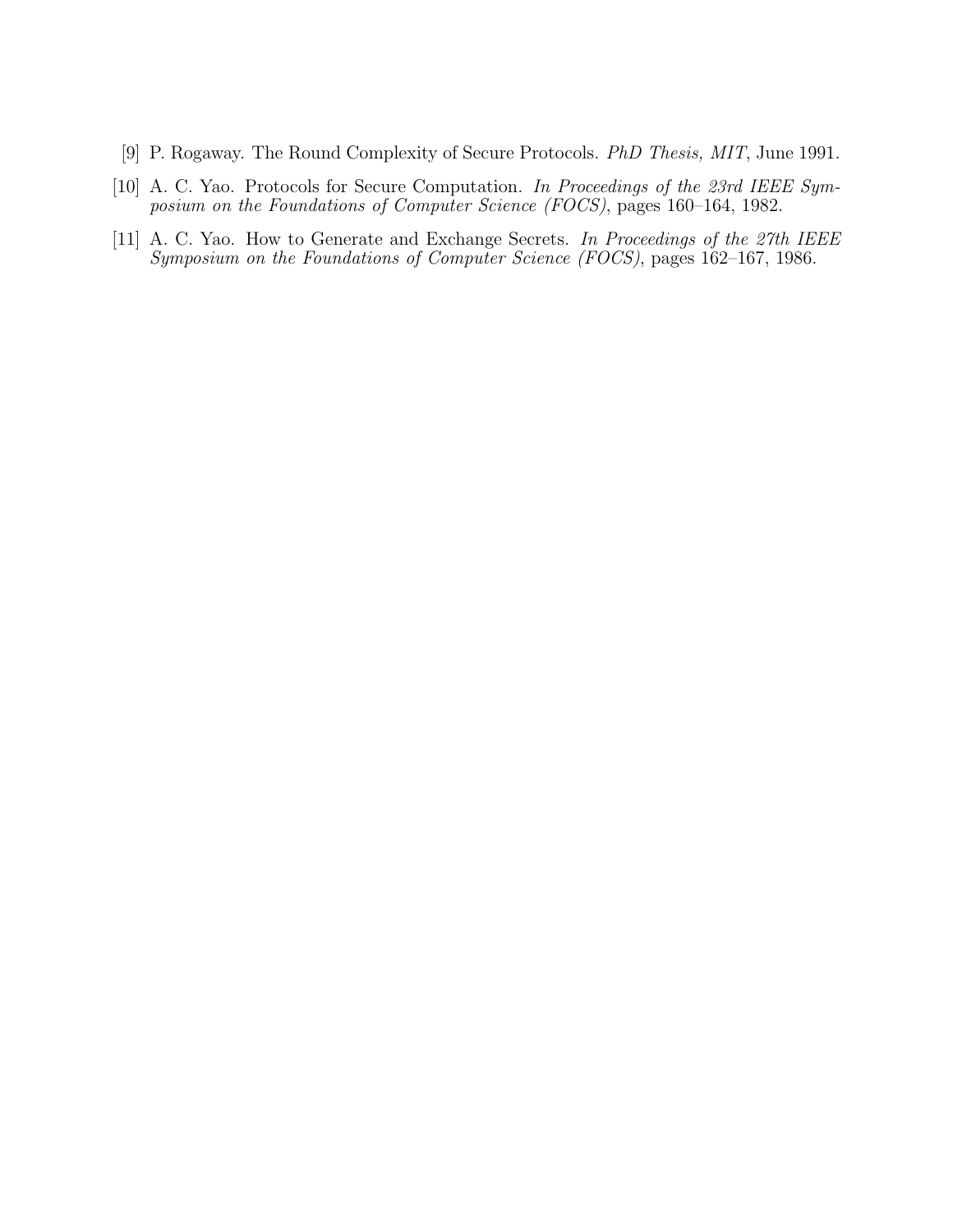[9] P. Rogaway. The Round Complexity of Secure Protocols. *PhD Thesis, MIT*, June 1991.

[10] A. C. Yao. Protocols for Secure Computation. *In Proceedings of the 23rd IEEE Symposium on the Foundations of Computer Science (FOCS)*, pages 160–164, 1982.

[11] A. C. Yao. How to Generate and Exchange Secrets. *In Proceedings of the 27th IEEE Symposium on the Foundations of Computer Science (FOCS)*, pages 162–167, 1986.